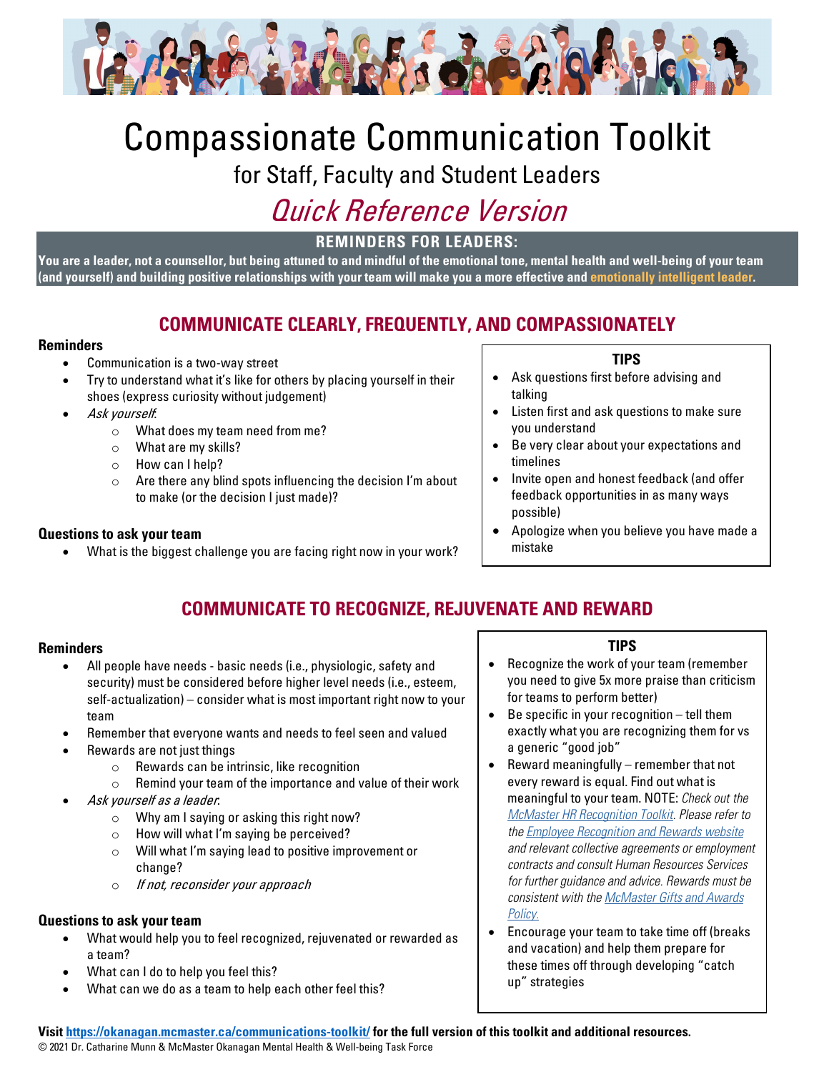# Compassionate Communication Toolkit

## for Staff, Faculty and Student Leaders

## *Quick Reference Version*

**REMINDERS FOR LEADERS:**

**You are a leader, not a counsellor, but being attuned to and mindful of the emotional tone, mental health and well-being of your team (and yourself) and building positive relationships with your team will make you a more effective and emotionally intelligent leader.**

## COMMUNICATE CLEARLY, FREQUENTLY, AND COMPASSIONATELY

**Reminders**

- Communication is a two-way street
- Try to understand what it's like for others by placing yourself in their shoes (express curiosity without judgement)
- *Ask yourself*:
  - What does my team need from me?
  - What are my skills?
  - How can I help?
  - Are there any blind spots influencing the decision I'm about to make (or the decision I just made)?

**Questions to ask your team**

- What is the biggest challenge you are facing right now in your work?

**TIPS**

- Ask questions first before advising and talking
- Listen first and ask questions to make sure you understand
- Be very clear about your expectations and timelines
- Invite open and honest feedback (and offer feedback opportunities in as many ways possible)
- Apologize when you believe you have made a mistake

## COMMUNICATE TO RECOGNIZE, REJUVENATE AND REWARD

**Reminders**

- All people have needs - basic needs (i.e., physiologic, safety and security) must be considered before higher level needs (i.e., esteem, self-actualization) – consider what is most important right now to your team
- Remember that everyone wants and needs to feel seen and valued
- Rewards are not just things
  - Rewards can be intrinsic, like recognition
  - Remind your team of the importance and value of their work
- *Ask yourself as a leader*:
  - Why am I saying or asking this right now?
  - How will what I'm saying be perceived?
  - Will what I'm saying lead to positive improvement or change?
  - *If not, reconsider your approach*

**Questions to ask your team**

- What would help you to feel recognized, rejuvenated or rewarded as a team?
- What can I do to help you feel this?
- What can we do as a team to help each other feel this?

**TIPS**

- Recognize the work of your team (remember you need to give 5x more praise than criticism for teams to perform better)
- Be specific in your recognition – tell them exactly what you are recognizing them for vs a generic "good job"
- Reward meaningfully – remember that not every reward is equal. Find out what is meaningful to your team. NOTE: *Check out the McMaster HR Recognition Toolkit. Please refer to the Employee Recognition and Rewards website and relevant collective agreements or employment contracts and consult Human Resources Services for further guidance and advice. Rewards must be consistent with the McMaster Gifts and Awards Policy.*
- Encourage your team to take time off (breaks and vacation) and help them prepare for these times off through developing "catch up" strategies

**Visit https://okanagan.mcmaster.ca/communications-toolkit/ for the full version of this toolkit and additional resources.**

© 2021 Dr. Catharine Munn & McMaster Okanagan Mental Health & Well-being Task Force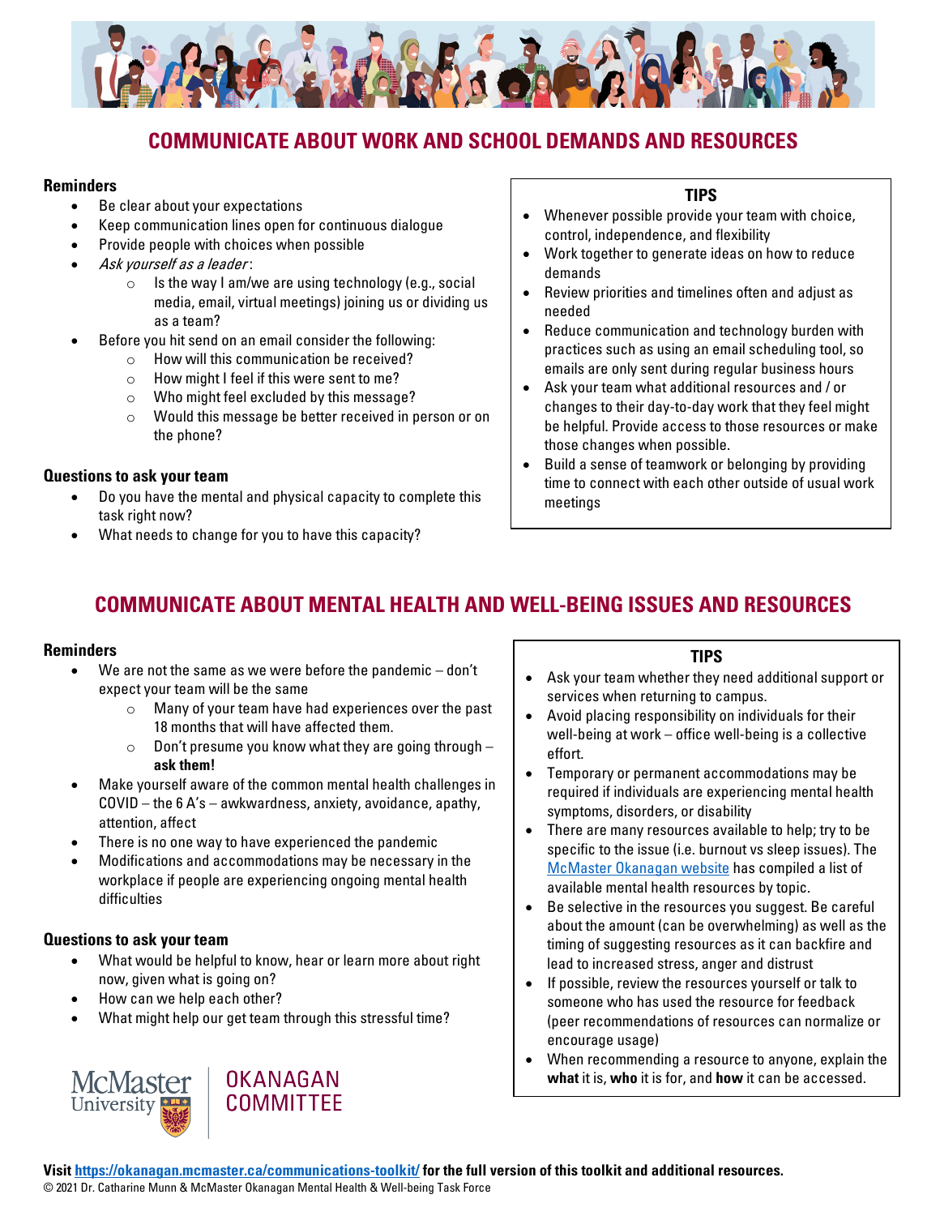## COMMUNICATE ABOUT WORK AND SCHOOL DEMANDS AND RESOURCES

### Reminders

- Be clear about your expectations
- Keep communication lines open for continuous dialogue
- Provide people with choices when possible
- *Ask yourself as a leader*:
  - Is the way I am/we are using technology (e.g., social media, email, virtual meetings) joining us or dividing us as a team?
- Before you hit send on an email consider the following:
  - How will this communication be received?
  - How might I feel if this were sent to me?
  - Who might feel excluded by this message?
  - Would this message be better received in person or on the phone?

### Questions to ask your team

- Do you have the mental and physical capacity to complete this task right now?
- What needs to change for you to have this capacity?

### TIPS

- Whenever possible provide your team with choice, control, independence, and flexibility
- Work together to generate ideas on how to reduce demands
- Review priorities and timelines often and adjust as needed
- Reduce communication and technology burden with practices such as using an email scheduling tool, so emails are only sent during regular business hours
- Ask your team what additional resources and / or changes to their day-to-day work that they feel might be helpful. Provide access to those resources or make those changes when possible.
- Build a sense of teamwork or belonging by providing time to connect with each other outside of usual work meetings

## COMMUNICATE ABOUT MENTAL HEALTH AND WELL-BEING ISSUES AND RESOURCES

### Reminders

- We are not the same as we were before the pandemic – don't expect your team will be the same
  - Many of your team have had experiences over the past 18 months that will have affected them.
  - Don't presume you know what they are going through – **ask them!**
- Make yourself aware of the common mental health challenges in COVID – the 6 A's – awkwardness, anxiety, avoidance, apathy, attention, affect
- There is no one way to have experienced the pandemic
- Modifications and accommodations may be necessary in the workplace if people are experiencing ongoing mental health difficulties

### Questions to ask your team

- What would be helpful to know, hear or learn more about right now, given what is going on?
- How can we help each other?
- What might help our get team through this stressful time?

### TIPS

- Ask your team whether they need additional support or services when returning to campus.
- Avoid placing responsibility on individuals for their well-being at work – office well-being is a collective effort.
- Temporary or permanent accommodations may be required if individuals are experiencing mental health symptoms, disorders, or disability
- There are many resources available to help; try to be specific to the issue (i.e. burnout vs sleep issues). The McMaster Okanagan website has compiled a list of available mental health resources by topic.
- Be selective in the resources you suggest. Be careful about the amount (can be overwhelming) as well as the timing of suggesting resources as it can backfire and lead to increased stress, anger and distrust
- If possible, review the resources yourself or talk to someone who has used the resource for feedback (peer recommendations of resources can normalize or encourage usage)
- When recommending a resource to anyone, explain the **what** it is, **who** it is for, and **how** it can be accessed.

McMaster University | OKANAGAN COMMITTEE

**Visit https://okanagan.mcmaster.ca/communications-toolkit/ for the full version of this toolkit and additional resources.**

© 2021 Dr. Catharine Munn & McMaster Okanagan Mental Health & Well-being Task Force